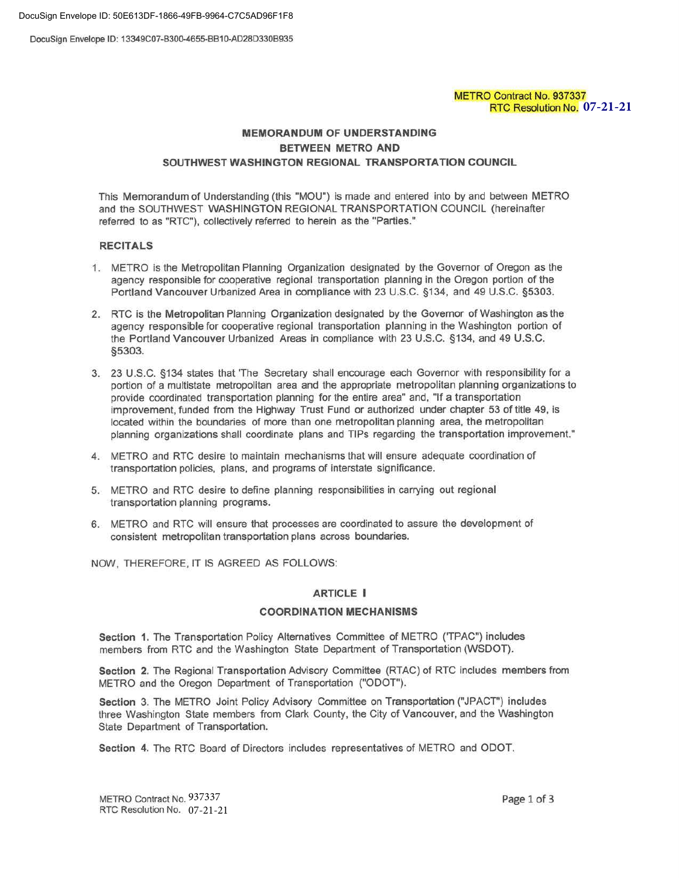DocuSign Envelope ID: 50E613DF-1866-49FB-9964-C7C5AD96F1F8

DocuSign Envelope ID: 13349C07-B300-4655-BB10-AD28D330B935

METRO Contract No. 937337
RTC Resolution No. 07-21-21

# MEMORANDUM OF UNDERSTANDING
# BETWEEN METRO AND
# SOUTHWEST WASHINGTON REGIONAL TRANSPORTATION COUNCIL

This Memorandum of Understanding (this "MOU") is made and entered into by and between METRO and the SOUTHWEST WASHINGTON REGIONAL TRANSPORTATION COUNCIL (hereinafter referred to as "RTC"), collectively referred to herein as the "Parties."

## RECITALS

1. METRO is the Metropolitan Planning Organization designated by the Governor of Oregon as the agency responsible for cooperative regional transportation planning in the Oregon portion of the Portland Vancouver Urbanized Area in compliance with 23 U.S.C. §134, and 49 U.S.C. §5303.
2. RTC is the Metropolitan Planning Organization designated by the Governor of Washington as the agency responsible for cooperative regional transportation planning in the Washington portion of the Portland Vancouver Urbanized Areas in compliance with 23 U.S.C. §134, and 49 U.S.C. §5303.
3. 23 U.S.C. §134 states that 'The Secretary shall encourage each Governor with responsibility for a portion of a multistate metropolitan area and the appropriate metropolitan planning organizations to provide coordinated transportation planning for the entire area" and, "If a transportation improvement, funded from the Highway Trust Fund or authorized under chapter 53 of title 49, is located within the boundaries of more than one metropolitan planning area, the metropolitan planning organizations shall coordinate plans and TIPs regarding the transportation improvement."
4. METRO and RTC desire to maintain mechanisms that will ensure adequate coordination of transportation policies, plans, and programs of interstate significance.
5. METRO and RTC desire to define planning responsibilities in carrying out regional transportation planning programs.
6. METRO and RTC will ensure that processes are coordinated to assure the development of consistent metropolitan transportation plans across boundaries.

NOW, THEREFORE, IT IS AGREED AS FOLLOWS:

## ARTICLE I
## COORDINATION MECHANISMS

**Section 1.** The Transportation Policy Alternatives Committee of METRO ('TPAC") includes members from RTC and the Washington State Department of Transportation (WSDOT).

**Section 2.** The Regional Transportation Advisory Committee (RTAC) of RTC includes members from METRO and the Oregon Department of Transportation ("ODOT").

**Section 3.** The METRO Joint Policy Advisory Committee on Transportation ("JPACT") includes three Washington State members from Clark County, the City of Vancouver, and the Washington State Department of Transportation.

**Section 4.** The RTC Board of Directors includes representatives of METRO and ODOT.

METRO Contract No. 937337
RTC Resolution No. 07-21-21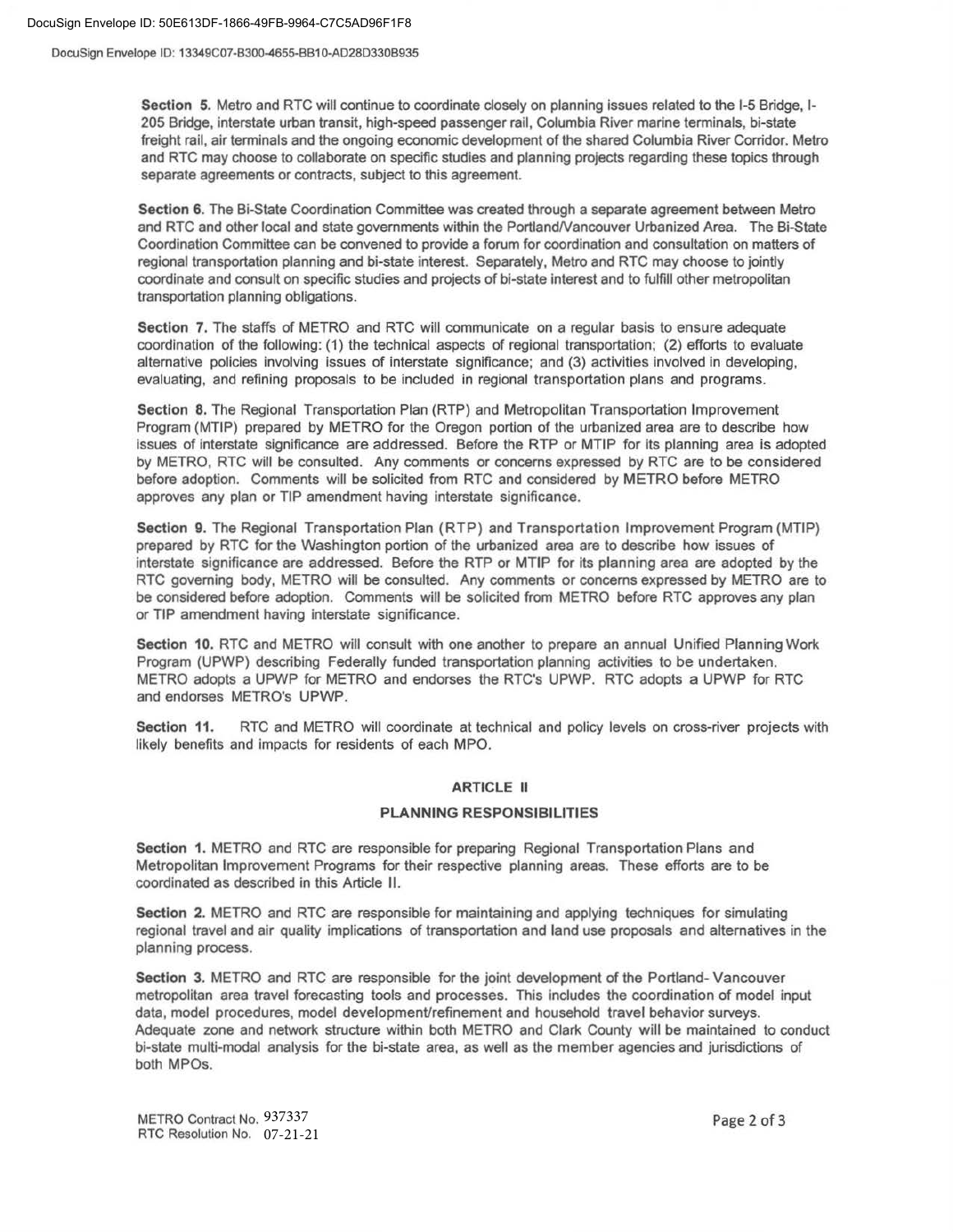**Section 5.** Metro and RTC will continue to coordinate closely on planning issues related to the I-5 Bridge, I-205 Bridge, interstate urban transit, high-speed passenger rail, Columbia River marine terminals, bi-state freight rail, air terminals and the ongoing economic development of the shared Columbia River Corridor. Metro and RTC may choose to collaborate on specific studies and planning projects regarding these topics through separate agreements or contracts, subject to this agreement.

**Section 6.** The Bi-State Coordination Committee was created through a separate agreement between Metro and RTC and other local and state governments within the Portland/Vancouver Urbanized Area. The Bi-State Coordination Committee can be convened to provide a forum for coordination and consultation on matters of regional transportation planning and bi-state interest. Separately, Metro and RTC may choose to jointly coordinate and consult on specific studies and projects of bi-state interest and to fulfill other metropolitan transportation planning obligations.

**Section 7.** The staffs of METRO and RTC will communicate on a regular basis to ensure adequate coordination of the following: (1) the technical aspects of regional transportation; (2) efforts to evaluate alternative policies involving issues of interstate significance; and (3) activities involved in developing, evaluating, and refining proposals to be included in regional transportation plans and programs.

**Section 8.** The Regional Transportation Plan (RTP) and Metropolitan Transportation Improvement Program (MTIP) prepared by METRO for the Oregon portion of the urbanized area are to describe how issues of interstate significance are addressed. Before the RTP or MTIP for its planning area is adopted by METRO, RTC will be consulted. Any comments or concerns expressed by RTC are to be considered before adoption. Comments will be solicited from RTC and considered by METRO before METRO approves any plan or TIP amendment having interstate significance.

**Section 9.** The Regional Transportation Plan (RTP) and Transportation Improvement Program (MTIP) prepared by RTC for the Washington portion of the urbanized area are to describe how issues of interstate significance are addressed. Before the RTP or MTIP for its planning area are adopted by the RTC governing body, METRO will be consulted. Any comments or concerns expressed by METRO are to be considered before adoption. Comments will be solicited from METRO before RTC approves any plan or TIP amendment having interstate significance.

**Section 10.** RTC and METRO will consult with one another to prepare an annual Unified Planning Work Program (UPWP) describing Federally funded transportation planning activities to be undertaken. METRO adopts a UPWP for METRO and endorses the RTC's UPWP. RTC adopts a UPWP for RTC and endorses METRO's UPWP.

**Section 11.** RTC and METRO will coordinate at technical and policy levels on cross-river projects with likely benefits and impacts for residents of each MPO.

## ARTICLE II

## PLANNING RESPONSIBILITIES

**Section 1.** METRO and RTC are responsible for preparing Regional Transportation Plans and Metropolitan Improvement Programs for their respective planning areas. These efforts are to be coordinated as described in this Article II.

**Section 2.** METRO and RTC are responsible for maintaining and applying techniques for simulating regional travel and air quality implications of transportation and land use proposals and alternatives in the planning process.

**Section 3.** METRO and RTC are responsible for the joint development of the Portland- Vancouver metropolitan area travel forecasting tools and processes. This includes the coordination of model input data, model procedures, model development/refinement and household travel behavior surveys. Adequate zone and network structure within both METRO and Clark County will be maintained to conduct bi-state multi-modal analysis for the bi-state area, as well as the member agencies and jurisdictions of both MPOs.

METRO Contract No. 937337
RTC Resolution No. 07-21-21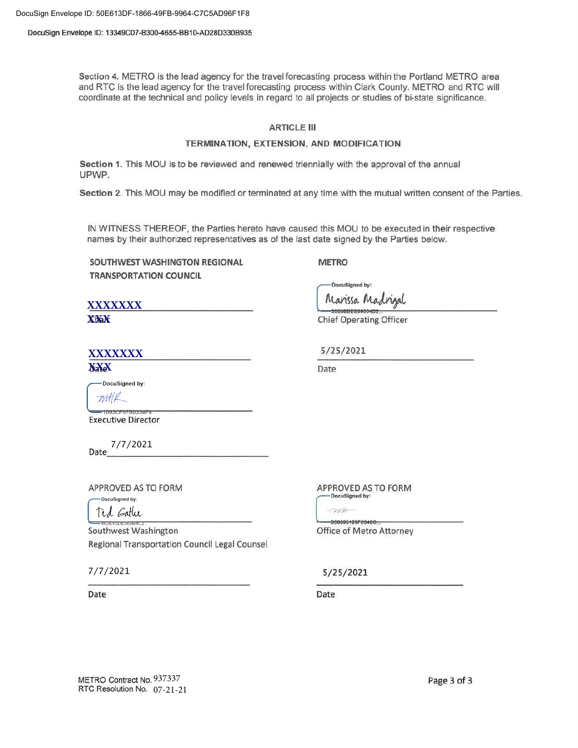Section 4. METRO is the lead agency for the travel forecasting process within the Portland METRO area and RTC is the lead agency for the travel forecasting process within Clark County. METRO and RTC will coordinate at the technical and policy levels in regard to all projects or studies of bi-state significance.

## ARTICLE III

### TERMINATION, EXTENSION, AND MODIFICATION

**Section 1**. This MOU is to be reviewed and renewed triennially with the approval of the annual UPWP.

**Section 2**. This MOU may be modified or terminated at any time with the mutual written consent of the Parties.

IN WITNESS THEREOF, the Parties hereto have caused this MOU to be executed in their respective names by their authorized representatives as of the last date signed by the Parties below.

**SOUTHWEST WASHINGTON REGIONAL TRANSPORTATION COUNCIL**

XXXXXXX
XXX

XXXXXXX
XXX

DocuSigned by:
1093CF97B0334F4
Executive Director

Date 7/7/2021

APPROVED AS TO FORM
DocuSigned by: Ted Gathe
402E45DE56BB4C2...
Southwest Washington
Regional Transportation Council Legal Counsel

7/7/2021
Date

**METRO**

DocuSigned by: Marissa Madrigal
5565BBEE69004D2...
Chief Operating Officer

5/25/2021
Date

APPROVED AS TO FORM
DocuSigned by:
D88595129F2946C...
Office of Metro Attorney

5/25/2021
Date

METRO Contract No. 937337
RTC Resolution No. 07-21-21